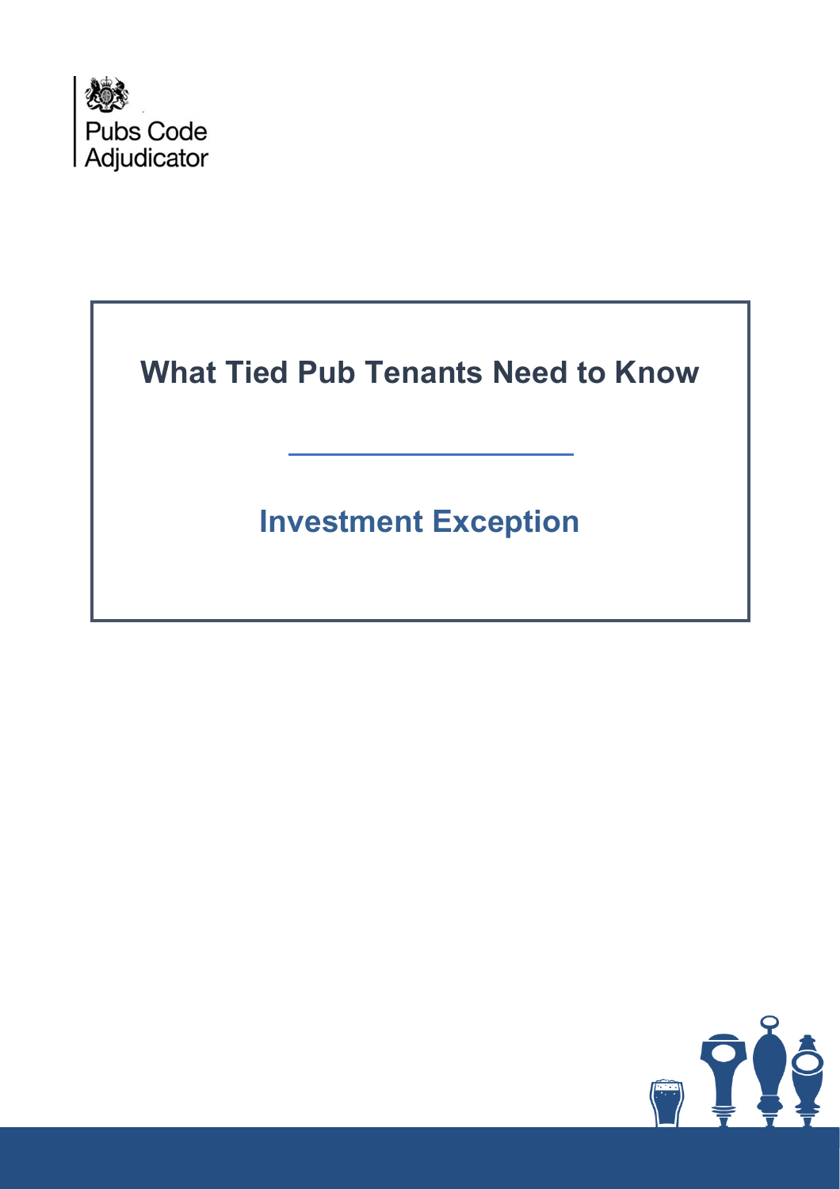Pubs Code Adjudicator

# What Tied Pub Tenants Need to Know

## Investment Exception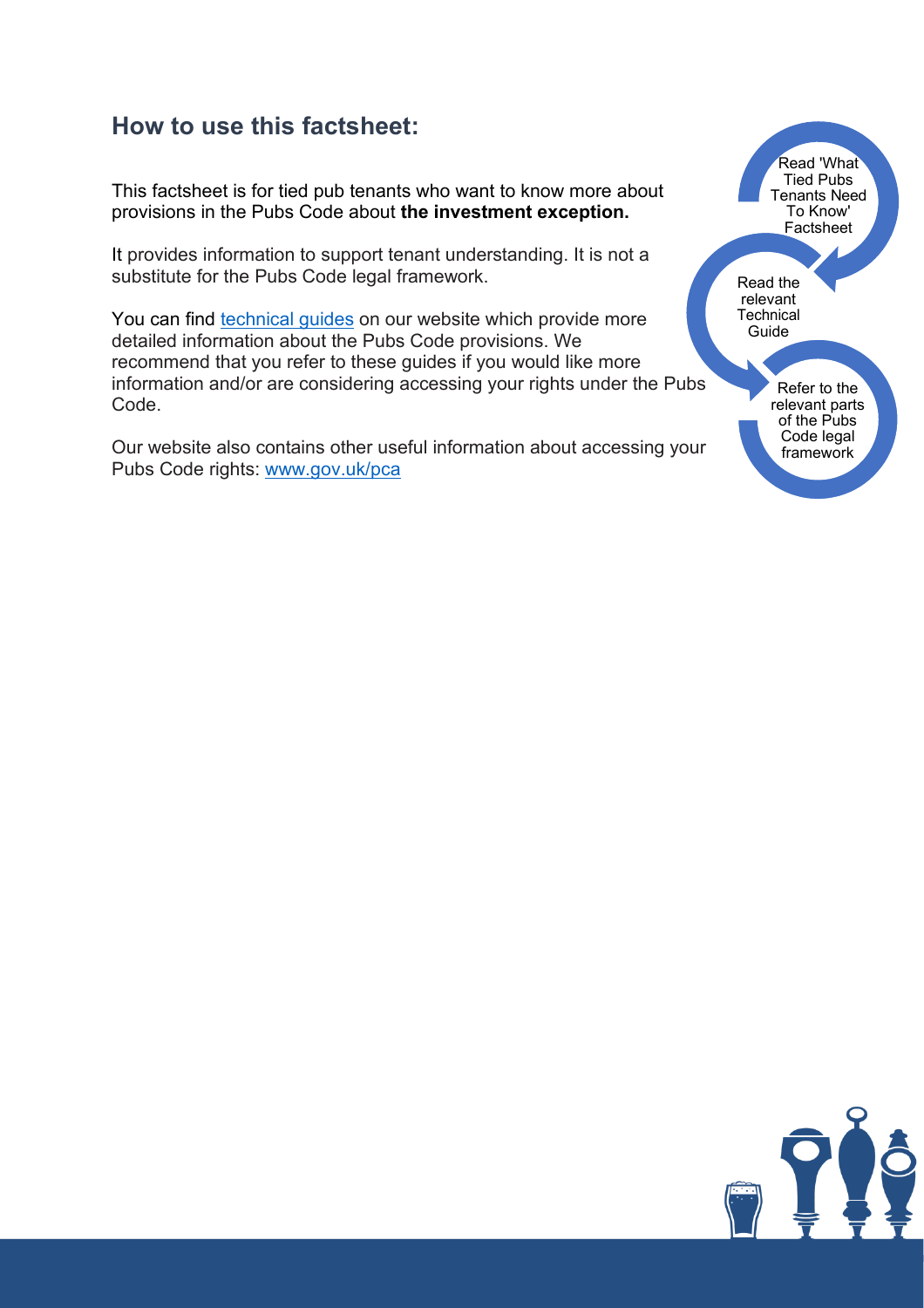## How to use this factsheet:

This factsheet is for tied pub tenants who want to know more about provisions in the Pubs Code about **the investment exception.**

It provides information to support tenant understanding. It is not a substitute for the Pubs Code legal framework.

You can find [technical guides](#) on our website which provide more detailed information about the Pubs Code provisions. We recommend that you refer to these guides if you would like more information and/or are considering accessing your rights under the Pubs Code.

Our website also contains other useful information about accessing your Pubs Code rights: [www.gov.uk/pca](http://www.gov.uk/pca)

Read 'What Tied Pubs Tenants Need To Know' Factsheet

Read the relevant Technical Guide

Refer to the relevant parts of the Pubs Code legal framework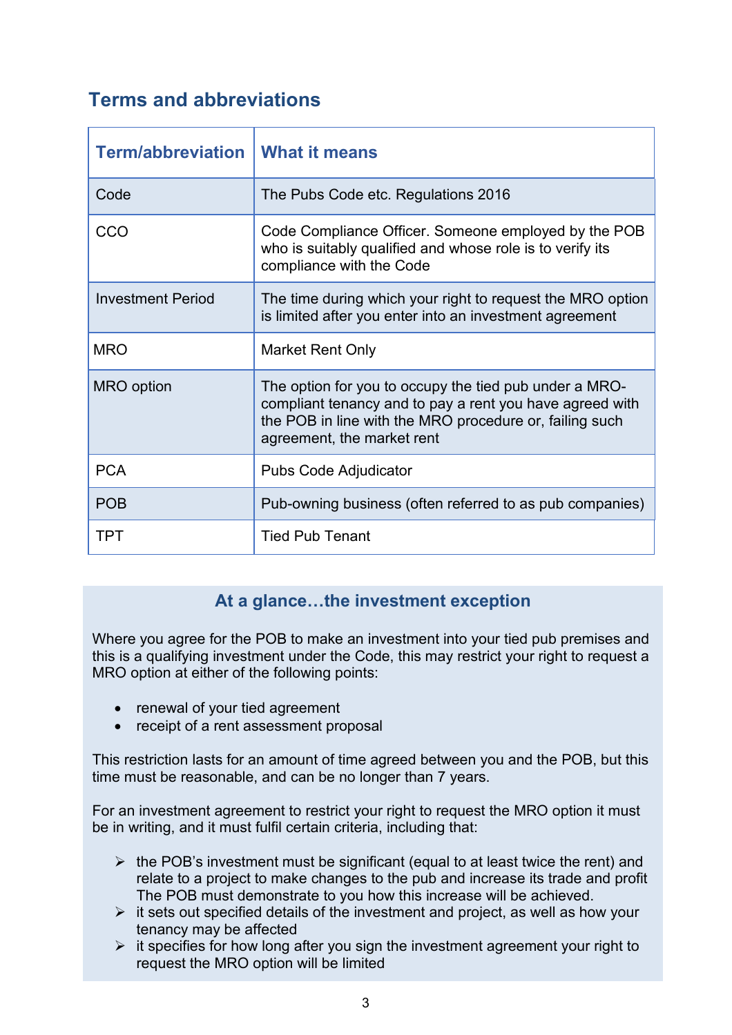## Terms and abbreviations

| Term/abbreviation | What it means |
|---|---|
| Code | The Pubs Code etc. Regulations 2016 |
| CCO | Code Compliance Officer. Someone employed by the POB who is suitably qualified and whose role is to verify its compliance with the Code |
| Investment Period | The time during which your right to request the MRO option is limited after you enter into an investment agreement |
| MRO | Market Rent Only |
| MRO option | The option for you to occupy the tied pub under a MRO-compliant tenancy and to pay a rent you have agreed with the POB in line with the MRO procedure or, failing such agreement, the market rent |
| PCA | Pubs Code Adjudicator |
| POB | Pub-owning business (often referred to as pub companies) |
| TPT | Tied Pub Tenant |

### At a glance…the investment exception

Where you agree for the POB to make an investment into your tied pub premises and this is a qualifying investment under the Code, this may restrict your right to request a MRO option at either of the following points:

- renewal of your tied agreement
- receipt of a rent assessment proposal

This restriction lasts for an amount of time agreed between you and the POB, but this time must be reasonable, and can be no longer than 7 years.

For an investment agreement to restrict your right to request the MRO option it must be in writing, and it must fulfil certain criteria, including that:

- the POB's investment must be significant (equal to at least twice the rent) and relate to a project to make changes to the pub and increase its trade and profit The POB must demonstrate to you how this increase will be achieved.
- it sets out specified details of the investment and project, as well as how your tenancy may be affected
- it specifies for how long after you sign the investment agreement your right to request the MRO option will be limited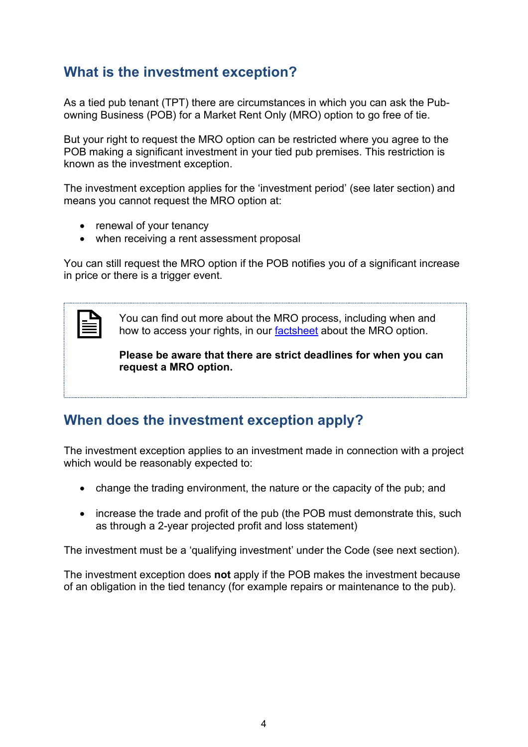## What is the investment exception?

As a tied pub tenant (TPT) there are circumstances in which you can ask the Pub-owning Business (POB) for a Market Rent Only (MRO) option to go free of tie.

But your right to request the MRO option can be restricted where you agree to the POB making a significant investment in your tied pub premises. This restriction is known as the investment exception.

The investment exception applies for the 'investment period' (see later section) and means you cannot request the MRO option at:

- renewal of your tenancy
- when receiving a rent assessment proposal

You can still request the MRO option if the POB notifies you of a significant increase in price or there is a trigger event.

> You can find out more about the MRO process, including when and how to access your rights, in our [factsheet] about the MRO option.
>
> **Please be aware that there are strict deadlines for when you can request a MRO option.**

## When does the investment exception apply?

The investment exception applies to an investment made in connection with a project which would be reasonably expected to:

- change the trading environment, the nature or the capacity of the pub; and
- increase the trade and profit of the pub (the POB must demonstrate this, such as through a 2-year projected profit and loss statement)

The investment must be a 'qualifying investment' under the Code (see next section).

The investment exception does **not** apply if the POB makes the investment because of an obligation in the tied tenancy (for example repairs or maintenance to the pub).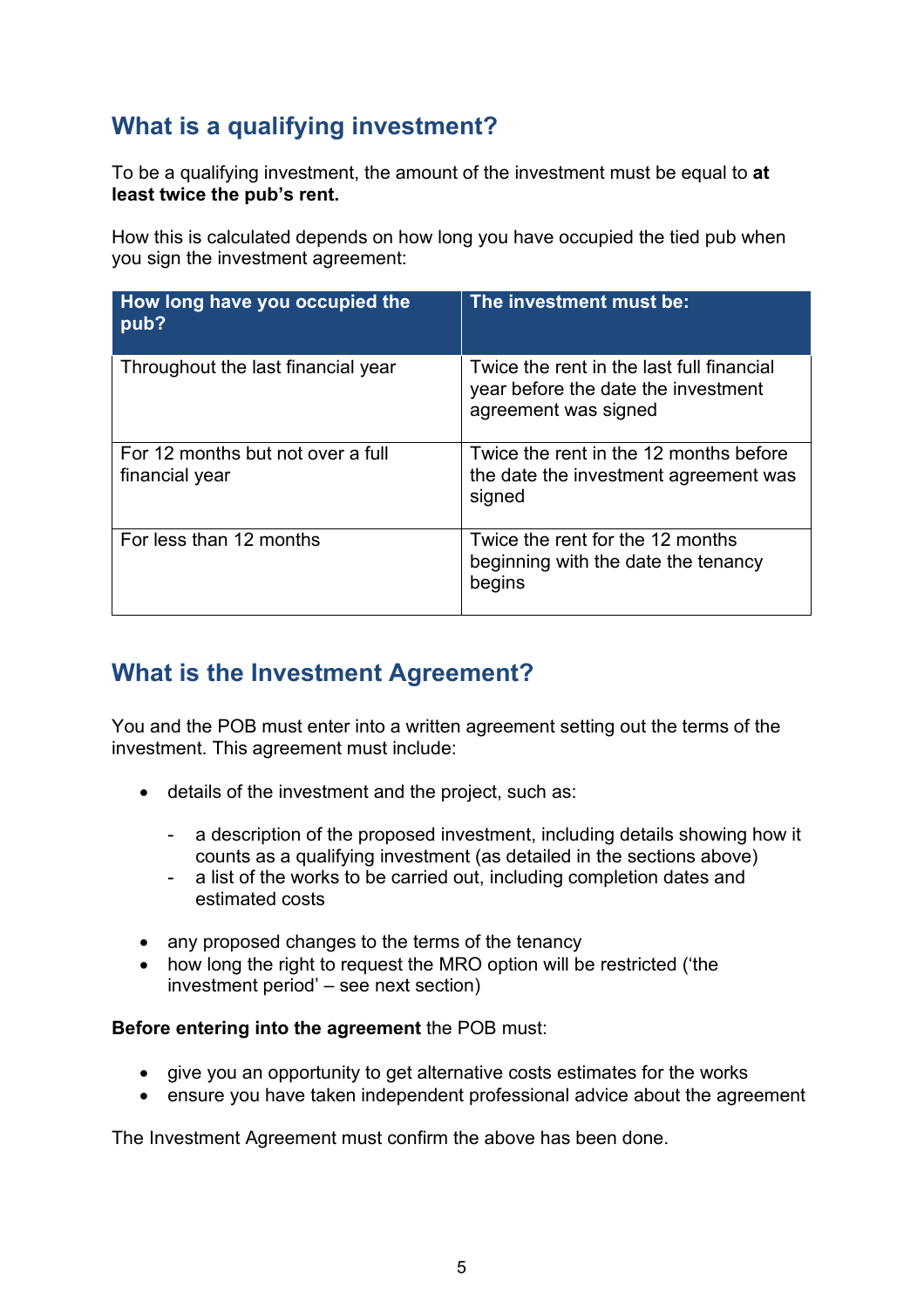## What is a qualifying investment?

To be a qualifying investment, the amount of the investment must be equal to **at least twice the pub's rent.**

How this is calculated depends on how long you have occupied the tied pub when you sign the investment agreement:

| How long have you occupied the pub? | The investment must be: |
|---|---|
| Throughout the last financial year | Twice the rent in the last full financial year before the date the investment agreement was signed |
| For 12 months but not over a full financial year | Twice the rent in the 12 months before the date the investment agreement was signed |
| For less than 12 months | Twice the rent for the 12 months beginning with the date the tenancy begins |

## What is the Investment Agreement?

You and the POB must enter into a written agreement setting out the terms of the investment. This agreement must include:

- details of the investment and the project, such as:
  - a description of the proposed investment, including details showing how it counts as a qualifying investment (as detailed in the sections above)
  - a list of the works to be carried out, including completion dates and estimated costs
- any proposed changes to the terms of the tenancy
- how long the right to request the MRO option will be restricted ('the investment period' – see next section)

**Before entering into the agreement** the POB must:

- give you an opportunity to get alternative costs estimates for the works
- ensure you have taken independent professional advice about the agreement

The Investment Agreement must confirm the above has been done.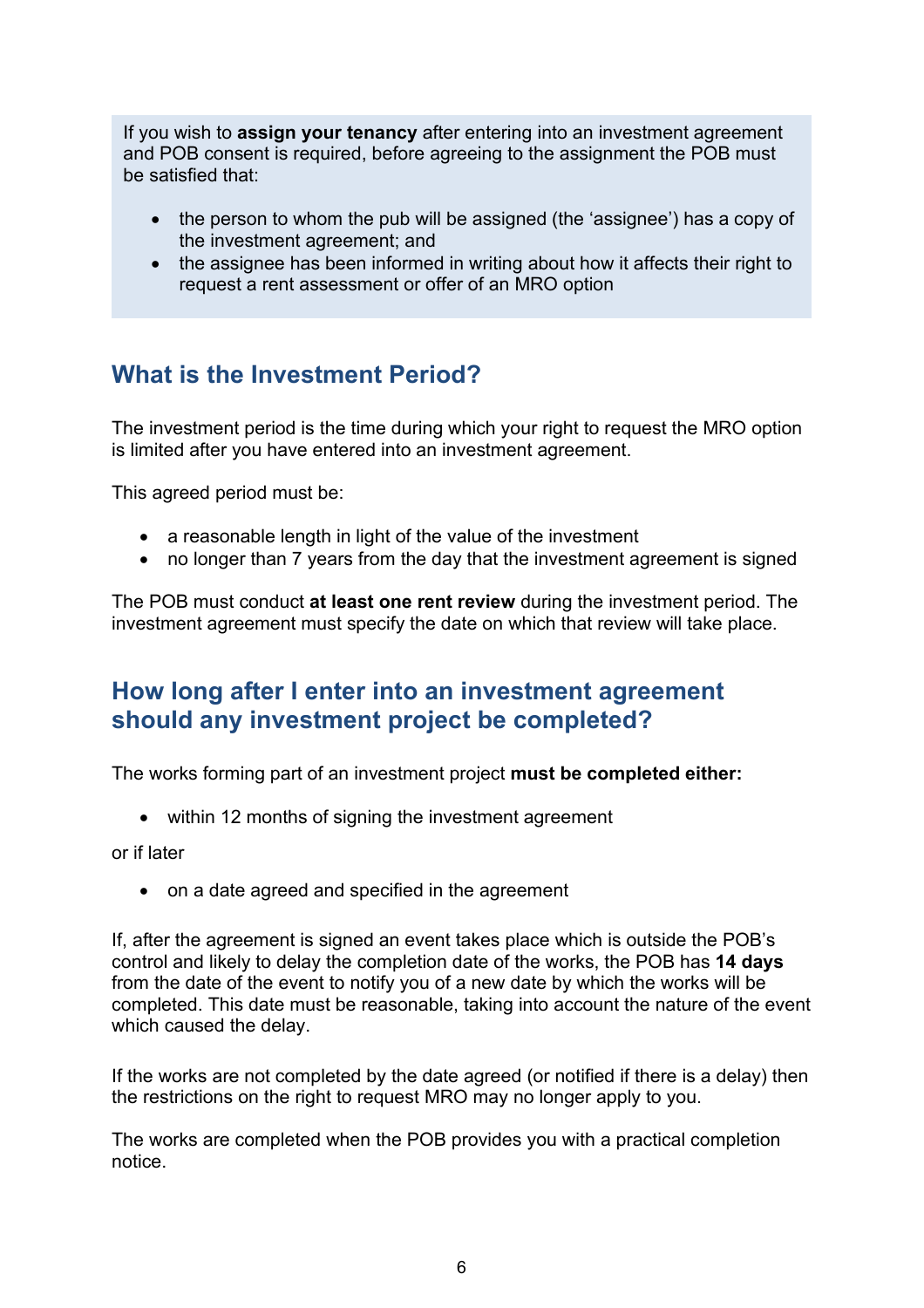If you wish to **assign your tenancy** after entering into an investment agreement and POB consent is required, before agreeing to the assignment the POB must be satisfied that:

- the person to whom the pub will be assigned (the 'assignee') has a copy of the investment agreement; and
- the assignee has been informed in writing about how it affects their right to request a rent assessment or offer of an MRO option

## What is the Investment Period?

The investment period is the time during which your right to request the MRO option is limited after you have entered into an investment agreement.

This agreed period must be:

- a reasonable length in light of the value of the investment
- no longer than 7 years from the day that the investment agreement is signed

The POB must conduct **at least one rent review** during the investment period. The investment agreement must specify the date on which that review will take place.

## How long after I enter into an investment agreement should any investment project be completed?

The works forming part of an investment project **must be completed either:**

- within 12 months of signing the investment agreement

or if later

- on a date agreed and specified in the agreement

If, after the agreement is signed an event takes place which is outside the POB's control and likely to delay the completion date of the works, the POB has **14 days** from the date of the event to notify you of a new date by which the works will be completed. This date must be reasonable, taking into account the nature of the event which caused the delay.

If the works are not completed by the date agreed (or notified if there is a delay) then the restrictions on the right to request MRO may no longer apply to you.

The works are completed when the POB provides you with a practical completion notice.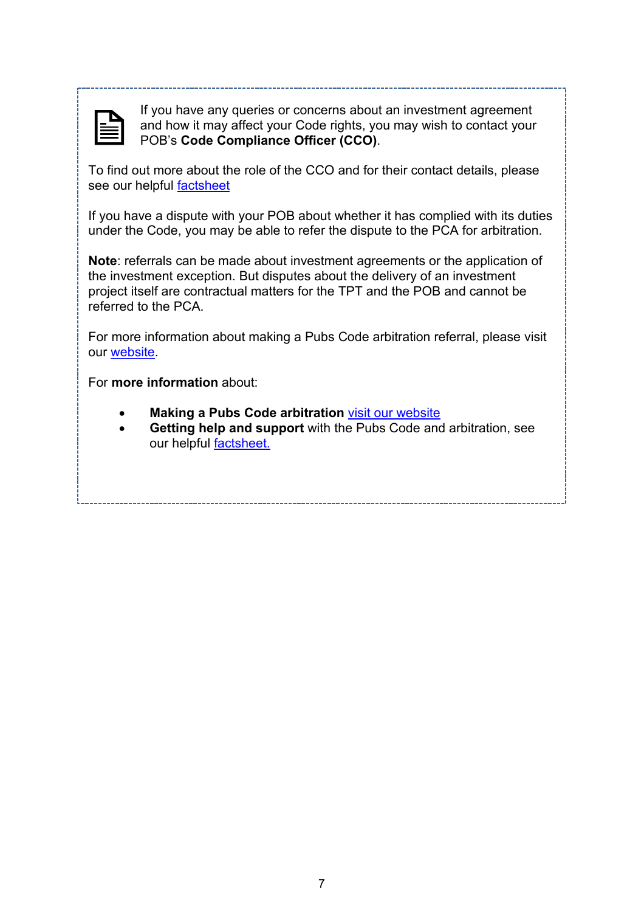If you have any queries or concerns about an investment agreement and how it may affect your Code rights, you may wish to contact your POB's **Code Compliance Officer (CCO)**.

To find out more about the role of the CCO and for their contact details, please see our helpful factsheet

If you have a dispute with your POB about whether it has complied with its duties under the Code, you may be able to refer the dispute to the PCA for arbitration.

**Note**: referrals can be made about investment agreements or the application of the investment exception. But disputes about the delivery of an investment project itself are contractual matters for the TPT and the POB and cannot be referred to the PCA.

For more information about making a Pubs Code arbitration referral, please visit our website.

For **more information** about:

- **Making a Pubs Code arbitration** visit our website
- **Getting help and support** with the Pubs Code and arbitration, see our helpful factsheet.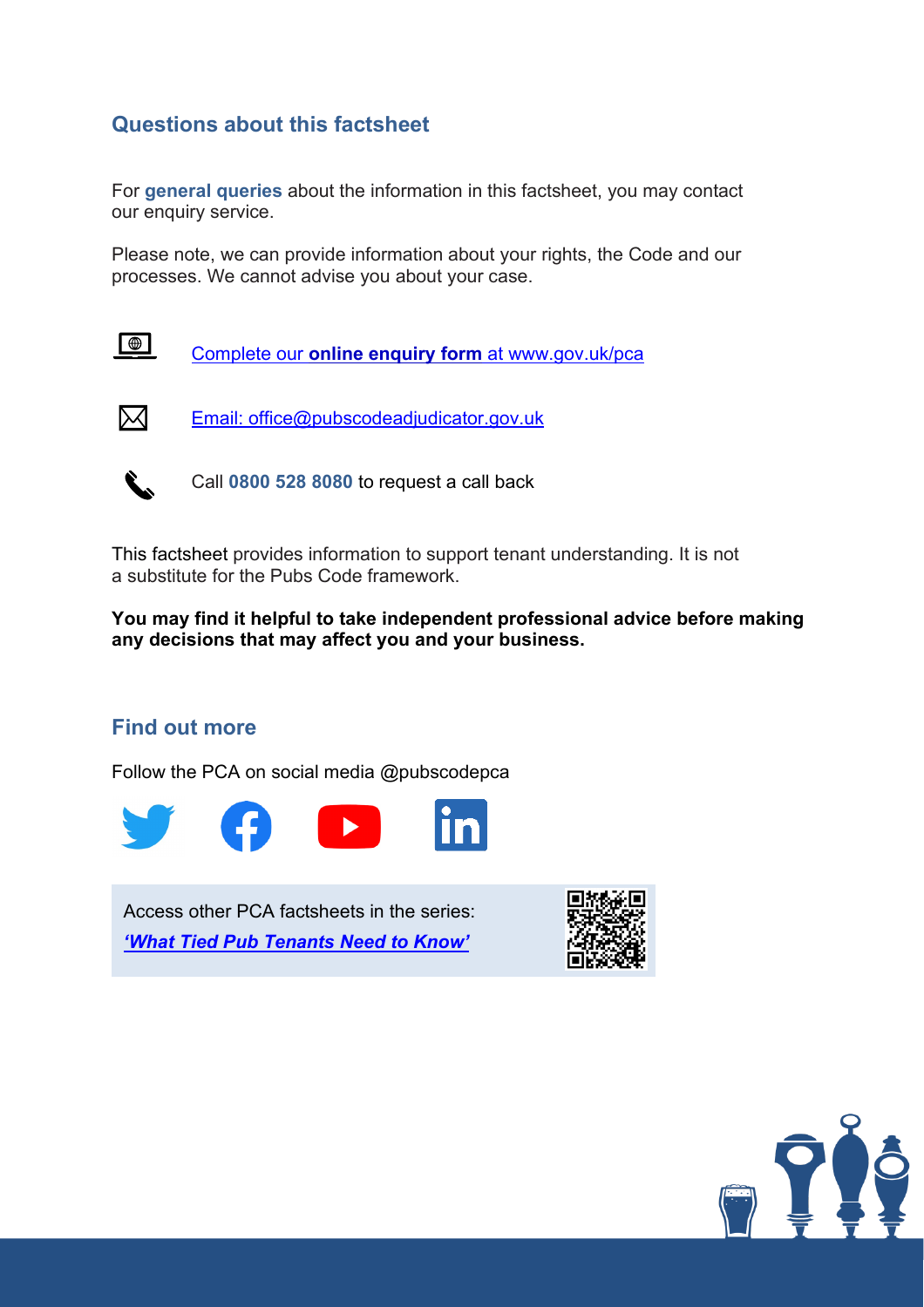## Questions about this factsheet

For **general queries** about the information in this factsheet, you may contact our enquiry service.

Please note, we can provide information about your rights, the Code and our processes. We cannot advise you about your case.

Complete our **online enquiry form** at www.gov.uk/pca

Email: office@pubscodeadjudicator.gov.uk

Call **0800 528 8080** to request a call back

This factsheet provides information to support tenant understanding. It is not a substitute for the Pubs Code framework.

**You may find it helpful to take independent professional advice before making any decisions that may affect you and your business.**

## Find out more

Follow the PCA on social media @pubscodepca

Access other PCA factsheets in the series: ***'What Tied Pub Tenants Need to Know'***